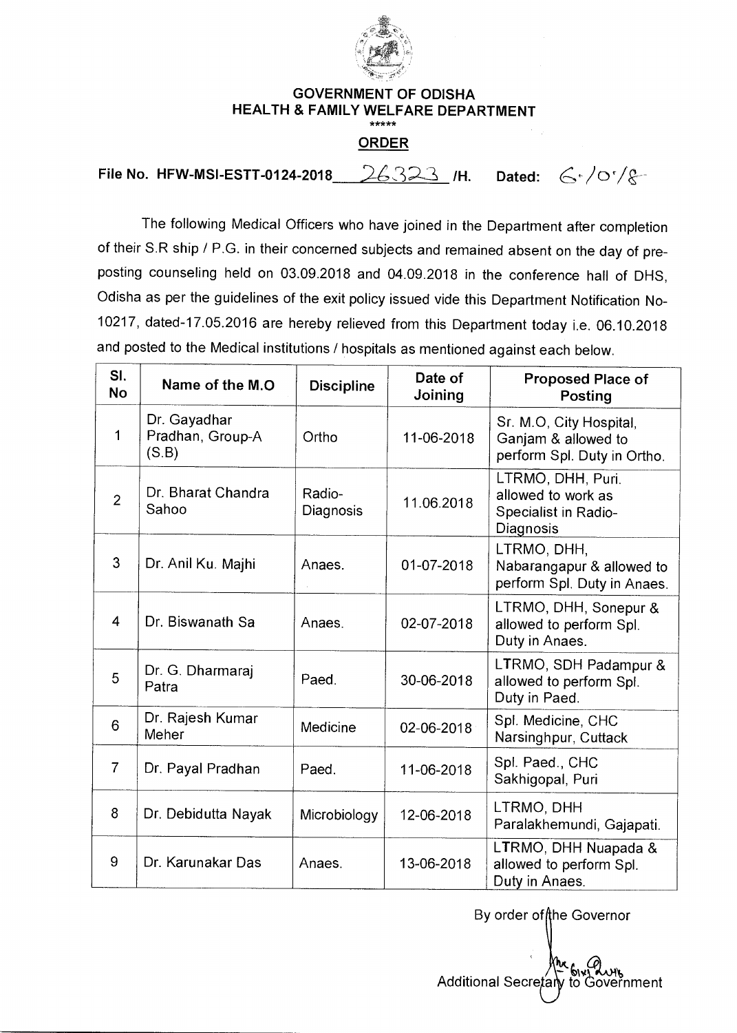# GOVERNMENT OF ODISHA
## HEALTH & FAMILY WELFARE DEPARTMENT

\*\*\*\*\*

**ORDER**

**File No. HFW-MSI-ESTT-0124-2018 26323 /H. Dated: 6/10/18**

The following Medical Officers who have joined in the Department after completion of their S.R ship / P.G. in their concerned subjects and remained absent on the day of pre-posting counseling held on 03.09.2018 and 04.09.2018 in the conference hall of DHS, Odisha as per the guidelines of the exit policy issued vide this Department Notification No-10217, dated-17.05.2016 are hereby relieved from this Department today i.e. 06.10.2018 and posted to the Medical institutions / hospitals as mentioned against each below.

| Sl. No | Name of the M.O | Discipline | Date of Joining | Proposed Place of Posting |
|---|---|---|---|---|
| 1 | Dr. Gayadhar Pradhan, Group-A (S.B) | Ortho | 11-06-2018 | Sr. M.O, City Hospital, Ganjam & allowed to perform Spl. Duty in Ortho. |
| 2 | Dr. Bharat Chandra Sahoo | Radio-Diagnosis | 11.06.2018 | LTRMO, DHH, Puri. allowed to work as Specialist in Radio-Diagnosis |
| 3 | Dr. Anil Ku. Majhi | Anaes. | 01-07-2018 | LTRMO, DHH, Nabarangapur & allowed to perform Spl. Duty in Anaes. |
| 4 | Dr. Biswanath Sa | Anaes. | 02-07-2018 | LTRMO, DHH, Sonepur & allowed to perform Spl. Duty in Anaes. |
| 5 | Dr. G. Dharmaraj Patra | Paed. | 30-06-2018 | LTRMO, SDH Padampur & allowed to perform Spl. Duty in Paed. |
| 6 | Dr. Rajesh Kumar Meher | Medicine | 02-06-2018 | Spl. Medicine, CHC Narsinghpur, Cuttack |
| 7 | Dr. Payal Pradhan | Paed. | 11-06-2018 | Spl. Paed., CHC Sakhigopal, Puri |
| 8 | Dr. Debidutta Nayak | Microbiology | 12-06-2018 | LTRMO, DHH Paralakhemundi, Gajapati. |
| 9 | Dr. Karunakar Das | Anaes. | 13-06-2018 | LTRMO, DHH Nuapada & allowed to perform Spl. Duty in Anaes. |

By order of the Governor

Additional Secretary to Government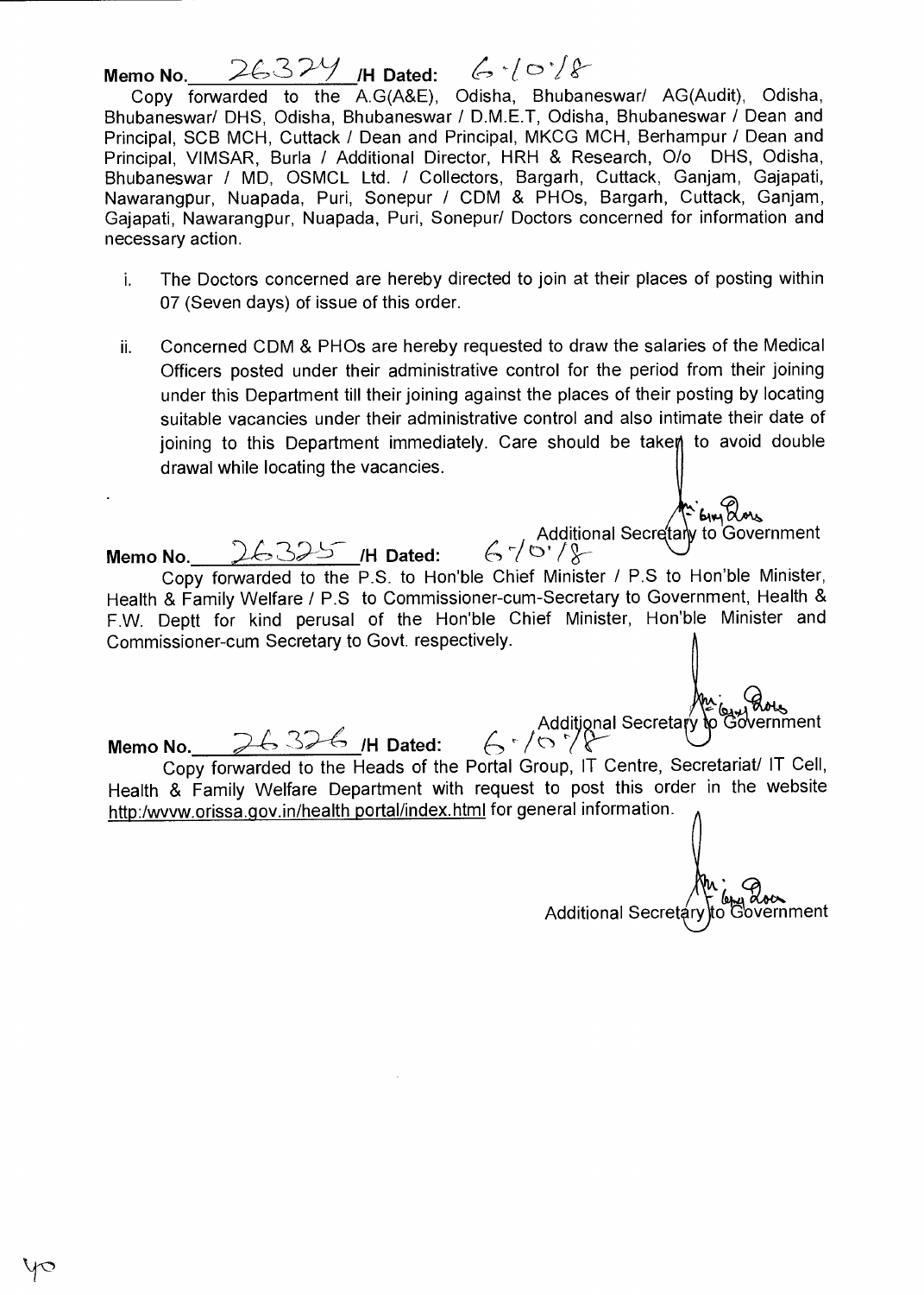Memo No. 26324 /H Dated: 6/10/18

Copy forwarded to the A.G(A&E), Odisha, Bhubaneswar/ AG(Audit), Odisha, Bhubaneswar/ DHS, Odisha, Bhubaneswar / D.M.E.T, Odisha, Bhubaneswar / Dean and Principal, SCB MCH, Cuttack / Dean and Principal, MKCG MCH, Berhampur / Dean and Principal, VIMSAR, Burla / Additional Director, HRH & Research, O/o DHS, Odisha, Bhubaneswar / MD, OSMCL Ltd. / Collectors, Bargarh, Cuttack, Ganjam, Gajapati, Nawarangpur, Nuapada, Puri, Sonepur / CDM & PHOs, Bargarh, Cuttack, Ganjam, Gajapati, Nawarangpur, Nuapada, Puri, Sonepur/ Doctors concerned for information and necessary action.

i. The Doctors concerned are hereby directed to join at their places of posting within 07 (Seven days) of issue of this order.

ii. Concerned CDM & PHOs are hereby requested to draw the salaries of the Medical Officers posted under their administrative control for the period from their joining under this Department till their joining against the places of their posting by locating suitable vacancies under their administrative control and also intimate their date of joining to this Department immediately. Care should be taken to avoid double drawal while locating the vacancies.

Additional Secretary to Government

Memo No. 26325 /H Dated: 6/10/18

Copy forwarded to the P.S. to Hon'ble Chief Minister / P.S to Hon'ble Minister, Health & Family Welfare / P.S to Commissioner-cum-Secretary to Government, Health & F.W. Deptt for kind perusal of the Hon'ble Chief Minister, Hon'ble Minister and Commissioner-cum Secretary to Govt. respectively.

Additional Secretary to Government

Memo No. 26326 /H Dated: 6/10/18

Copy forwarded to the Heads of the Portal Group, IT Centre, Secretariat/ IT Cell, Health & Family Welfare Department with request to post this order in the website http:/wvvw.orissa.gov.in/health portal/index.html for general information.

Additional Secretary to Government